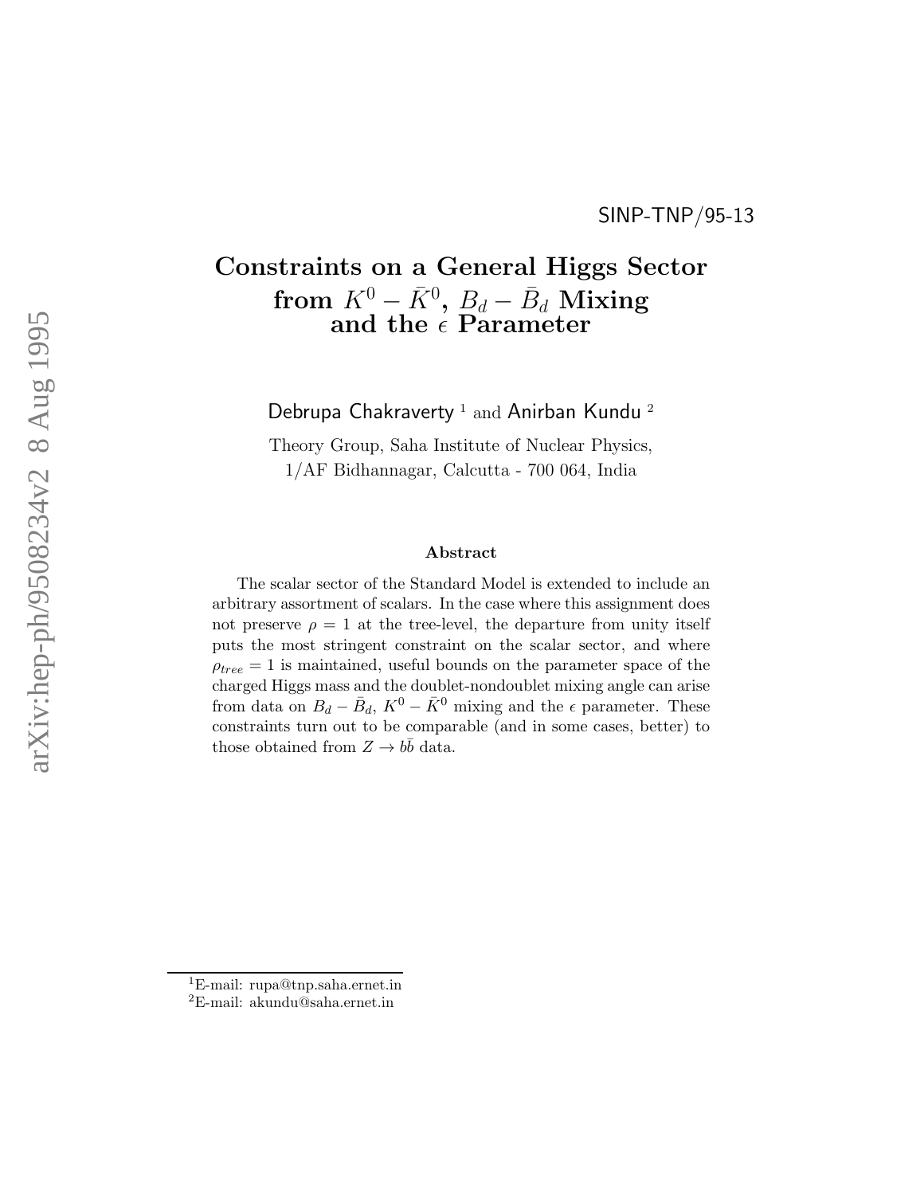SINP-TNP/95-13

# Constraints on a General Higgs Sector from $K^0 - \bar{K}^0$, $B_d - \bar{B}_d$ Mixing and the $\epsilon$ Parameter

Debrupa Chakraverty [1] and Anirban Kundu [2]

Theory Group, Saha Institute of Nuclear Physics,
1/AF Bidhannagar, Calcutta - 700 064, India

### Abstract

The scalar sector of the Standard Model is extended to include an arbitrary assortment of scalars. In the case where this assignment does not preserve $\rho = 1$ at the tree-level, the departure from unity itself puts the most stringent constraint on the scalar sector, and where $\rho_{tree} = 1$ is maintained, useful bounds on the parameter space of the charged Higgs mass and the doublet-nondoublet mixing angle can arise from data on $B_d - \bar{B}_d$, $K^0 - \bar{K}^0$ mixing and the $\epsilon$ parameter. These constraints turn out to be comparable (and in some cases, better) to those obtained from $Z \to b\bar{b}$ data.

[1] E-mail: rupa@tnp.saha.ernet.in
[2] E-mail: akundu@saha.ernet.in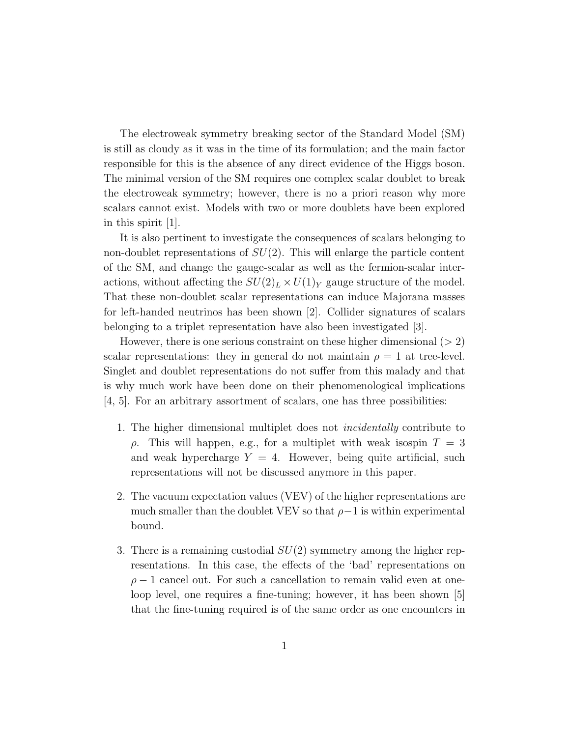The electroweak symmetry breaking sector of the Standard Model (SM) is still as cloudy as it was in the time of its formulation; and the main factor responsible for this is the absence of any direct evidence of the Higgs boson. The minimal version of the SM requires one complex scalar doublet to break the electroweak symmetry; however, there is no a priori reason why more scalars cannot exist. Models with two or more doublets have been explored in this spirit [1].

It is also pertinent to investigate the consequences of scalars belonging to non-doublet representations of $SU(2)$. This will enlarge the particle content of the SM, and change the gauge-scalar as well as the fermion-scalar interactions, without affecting the $SU(2)_L \times U(1)_Y$ gauge structure of the model. That these non-doublet scalar representations can induce Majorana masses for left-handed neutrinos has been shown [2]. Collider signatures of scalars belonging to a triplet representation have also been investigated [3].

However, there is one serious constraint on these higher dimensional ($> 2$) scalar representations: they in general do not maintain $\rho = 1$ at tree-level. Singlet and doublet representations do not suffer from this malady and that is why much work have been done on their phenomenological implications [4, 5]. For an arbitrary assortment of scalars, one has three possibilities:

1. The higher dimensional multiplet does not *incidentally* contribute to $\rho$. This will happen, e.g., for a multiplet with weak isospin $T = 3$ and weak hypercharge $Y = 4$. However, being quite artificial, such representations will not be discussed anymore in this paper.

2. The vacuum expectation values (VEV) of the higher representations are much smaller than the doublet VEV so that $\rho - 1$ is within experimental bound.

3. There is a remaining custodial $SU(2)$ symmetry among the higher representations. In this case, the effects of the 'bad' representations on $\rho - 1$ cancel out. For such a cancellation to remain valid even at one-loop level, one requires a fine-tuning; however, it has been shown [5] that the fine-tuning required is of the same order as one encounters in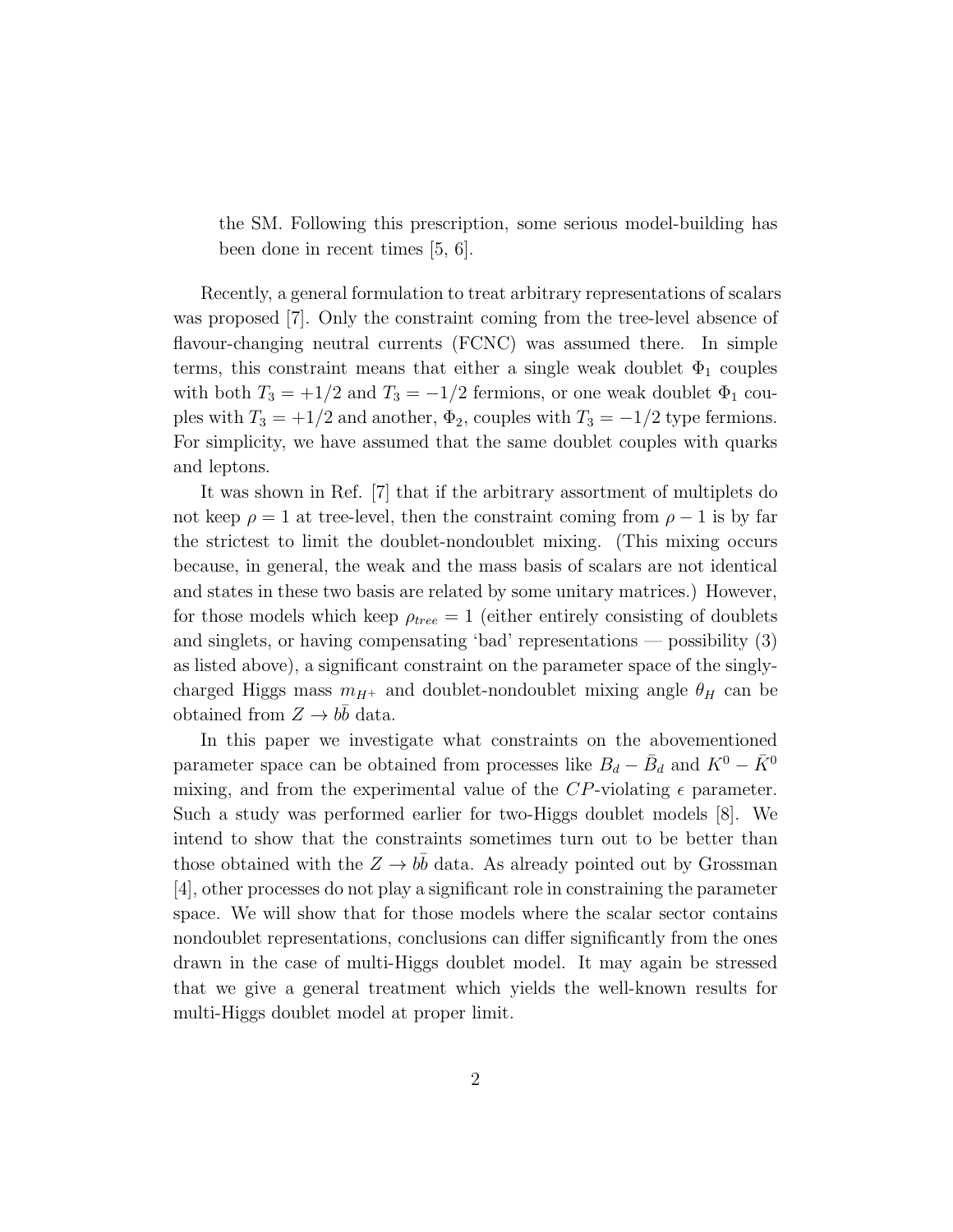the SM. Following this prescription, some serious model-building has been done in recent times [5, 6].

Recently, a general formulation to treat arbitrary representations of scalars was proposed [7]. Only the constraint coming from the tree-level absence of flavour-changing neutral currents (FCNC) was assumed there. In simple terms, this constraint means that either a single weak doublet $\Phi_1$ couples with both $T_3 = +1/2$ and $T_3 = -1/2$ fermions, or one weak doublet $\Phi_1$ couples with $T_3 = +1/2$ and another, $\Phi_2$, couples with $T_3 = -1/2$ type fermions. For simplicity, we have assumed that the same doublet couples with quarks and leptons.

It was shown in Ref. [7] that if the arbitrary assortment of multiplets do not keep $\rho = 1$ at tree-level, then the constraint coming from $\rho - 1$ is by far the strictest to limit the doublet-nondoublet mixing. (This mixing occurs because, in general, the weak and the mass basis of scalars are not identical and states in these two basis are related by some unitary matrices.) However, for those models which keep $\rho_{tree} = 1$ (either entirely consisting of doublets and singlets, or having compensating 'bad' representations — possibility (3) as listed above), a significant constraint on the parameter space of the singly-charged Higgs mass $m_{H^+}$ and doublet-nondoublet mixing angle $\theta_H$ can be obtained from $Z \to b\bar{b}$ data.

In this paper we investigate what constraints on the abovementioned parameter space can be obtained from processes like $B_d - \bar{B}_d$ and $K^0 - \bar{K}^0$ mixing, and from the experimental value of the $CP$-violating $\epsilon$ parameter. Such a study was performed earlier for two-Higgs doublet models [8]. We intend to show that the constraints sometimes turn out to be better than those obtained with the $Z \to b\bar{b}$ data. As already pointed out by Grossman [4], other processes do not play a significant role in constraining the parameter space. We will show that for those models where the scalar sector contains nondoublet representations, conclusions can differ significantly from the ones drawn in the case of multi-Higgs doublet model. It may again be stressed that we give a general treatment which yields the well-known results for multi-Higgs doublet model at proper limit.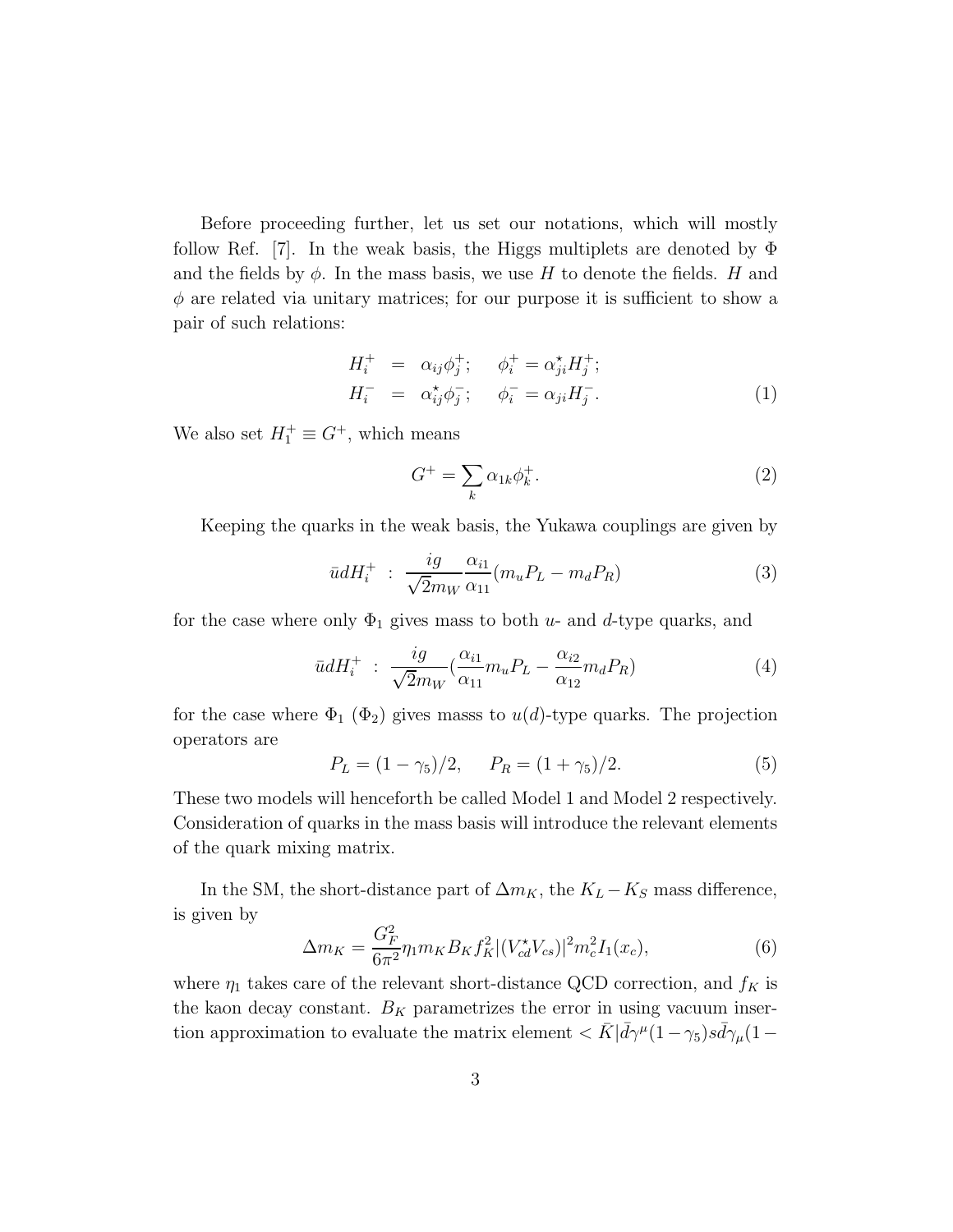Before proceeding further, let us set our notations, which will mostly follow Ref. [7]. In the weak basis, the Higgs multiplets are denoted by $\Phi$ and the fields by $\phi$. In the mass basis, we use $H$ to denote the fields. $H$ and $\phi$ are related via unitary matrices; for our purpose it is sufficient to show a pair of such relations:

$$
\begin{aligned}
H_i^+ &= \alpha_{ij}\phi_j^+; \quad \phi_i^+ = \alpha_{ji}^\star H_j^+; \\
H_i^- &= \alpha_{ij}^\star \phi_j^-; \quad \phi_i^- = \alpha_{ji} H_j^-.
\end{aligned} \tag{1}
$$

We also set $H_1^+ \equiv G^+$, which means

$$
G^+ = \sum_k \alpha_{1k}\phi_k^+. \tag{2}
$$

Keeping the quarks in the weak basis, the Yukawa couplings are given by

$$
\bar{u}dH_i^+ \ : \ \frac{ig}{\sqrt{2}m_W}\frac{\alpha_{i1}}{\alpha_{11}}(m_u P_L - m_d P_R) \tag{3}
$$

for the case where only $\Phi_1$ gives mass to both $u$- and $d$-type quarks, and

$$
\bar{u}dH_i^+ \ : \ \frac{ig}{\sqrt{2}m_W}\left(\frac{\alpha_{i1}}{\alpha_{11}}m_u P_L - \frac{\alpha_{i2}}{\alpha_{12}}m_d P_R\right) \tag{4}
$$

for the case where $\Phi_1$ ($\Phi_2$) gives masss to $u$($d$)-type quarks. The projection operators are

$$
P_L = (1-\gamma_5)/2, \quad P_R = (1+\gamma_5)/2. \tag{5}
$$

These two models will henceforth be called Model 1 and Model 2 respectively. Consideration of quarks in the mass basis will introduce the relevant elements of the quark mixing matrix.

In the SM, the short-distance part of $\Delta m_K$, the $K_L - K_S$ mass difference, is given by

$$
\Delta m_K = \frac{G_F^2}{6\pi^2}\eta_1 m_K B_K f_K^2 |(V_{cd}^\star V_{cs})|^2 m_c^2 I_1(x_c), \tag{6}
$$

where $\eta_1$ takes care of the relevant short-distance QCD correction, and $f_K$ is the kaon decay constant. $B_K$ parametrizes the error in using vacuum insertion approximation to evaluate the matrix element $< \bar{K}|\bar{d}\gamma^\mu(1-\gamma_5)s\bar{d}\gamma_\mu(1-$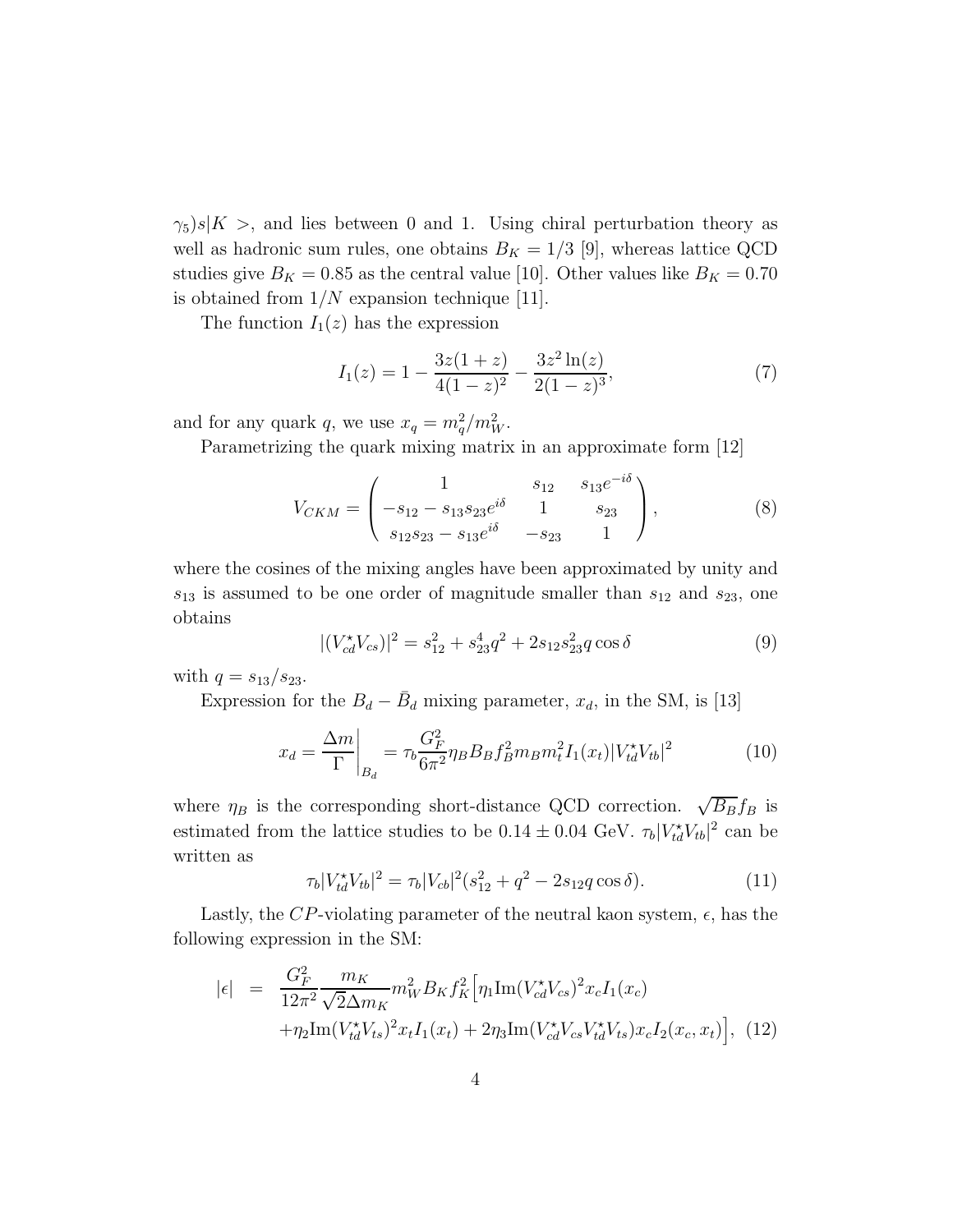$\gamma_5)s|K>$, and lies between 0 and 1. Using chiral perturbation theory as well as hadronic sum rules, one obtains $B_K = 1/3$ [9], whereas lattice QCD studies give $B_K = 0.85$ as the central value [10]. Other values like $B_K = 0.70$ is obtained from $1/N$ expansion technique [11].

The function $I_1(z)$ has the expression

$$I_1(z) = 1 - \frac{3z(1+z)}{4(1-z)^2} - \frac{3z^2 \ln(z)}{2(1-z)^3}, \tag{7}$$

and for any quark $q$, we use $x_q = m_q^2/m_W^2$.

Parametrizing the quark mixing matrix in an approximate form [12]

$$V_{CKM} = \begin{pmatrix} 1 & s_{12} & s_{13}e^{-i\delta} \\ -s_{12} - s_{13}s_{23}e^{i\delta} & 1 & s_{23} \\ s_{12}s_{23} - s_{13}e^{i\delta} & -s_{23} & 1 \end{pmatrix}, \tag{8}$$

where the cosines of the mixing angles have been approximated by unity and $s_{13}$ is assumed to be one order of magnitude smaller than $s_{12}$ and $s_{23}$, one obtains

$$|(V_{cd}^{\star}V_{cs})|^2 = s_{12}^2 + s_{23}^4 q^2 + 2s_{12}s_{23}^2 q \cos\delta \tag{9}$$

with $q = s_{13}/s_{23}$.

Expression for the $B_d - \bar{B}_d$ mixing parameter, $x_d$, in the SM, is [13]

$$x_d = \left.\frac{\Delta m}{\Gamma}\right|_{B_d} = \tau_b \frac{G_F^2}{6\pi^2} \eta_B B_B f_B^2 m_B m_t^2 I_1(x_t) |V_{td}^{\star}V_{tb}|^2 \tag{10}$$

where $\eta_B$ is the corresponding short-distance QCD correction. $\sqrt{B_B}f_B$ is estimated from the lattice studies to be $0.14 \pm 0.04$ GeV. $\tau_b|V_{td}^{\star}V_{tb}|^2$ can be written as

$$\tau_b|V_{td}^{\star}V_{tb}|^2 = \tau_b|V_{cb}|^2(s_{12}^2 + q^2 - 2s_{12}q\cos\delta). \tag{11}$$

Lastly, the $CP$-violating parameter of the neutral kaon system, $\epsilon$, has the following expression in the SM:

$$\begin{aligned} |\epsilon| \;=\; & \frac{G_F^2}{12\pi^2} \frac{m_K}{\sqrt{2}\Delta m_K} m_W^2 B_K f_K^2 \Big[ \eta_1 \mathrm{Im}(V_{cd}^{\star}V_{cs})^2 x_c I_1(x_c) \\ & + \eta_2 \mathrm{Im}(V_{td}^{\star}V_{ts})^2 x_t I_1(x_t) + 2\eta_3 \mathrm{Im}(V_{cd}^{\star}V_{cs}V_{td}^{\star}V_{ts}) x_c I_2(x_c, x_t) \Big], \end{aligned} \tag{12}$$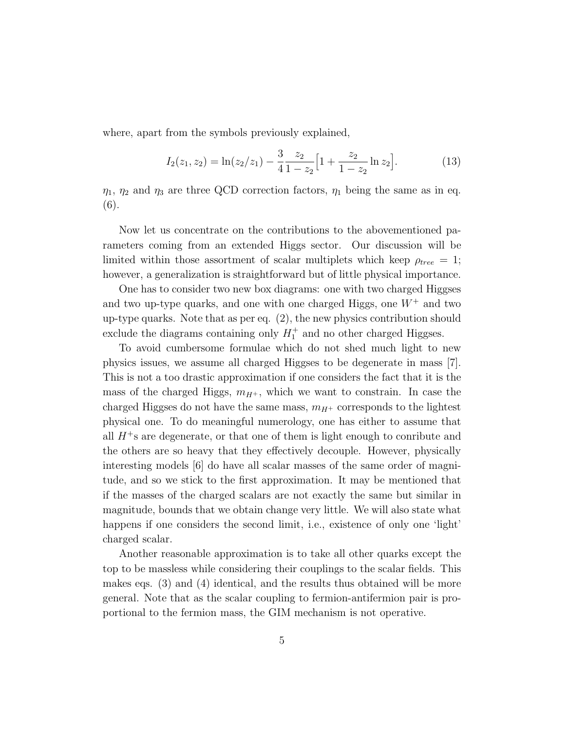where, apart from the symbols previously explained,

$$I_2(z_1, z_2) = \ln(z_2/z_1) - \frac{3}{4}\frac{z_2}{1-z_2}\Big[1 + \frac{z_2}{1-z_2}\ln z_2\Big]. \tag{13}$$

$\eta_1$, $\eta_2$ and $\eta_3$ are three QCD correction factors, $\eta_1$ being the same as in eq. (6).

Now let us concentrate on the contributions to the abovementioned parameters coming from an extended Higgs sector. Our discussion will be limited within those assortment of scalar multiplets which keep $\rho_{tree} = 1$; however, a generalization is straightforward but of little physical importance.

One has to consider two new box diagrams: one with two charged Higgses and two up-type quarks, and one with one charged Higgs, one $W^+$ and two up-type quarks. Note that as per eq. (2), the new physics contribution should exclude the diagrams containing only $H_1^+$ and no other charged Higgses.

To avoid cumbersome formulae which do not shed much light to new physics issues, we assume all charged Higgses to be degenerate in mass [7]. This is not a too drastic approximation if one considers the fact that it is the mass of the charged Higgs, $m_{H^+}$, which we want to constrain. In case the charged Higgses do not have the same mass, $m_{H^+}$ corresponds to the lightest physical one. To do meaningful numerology, one has either to assume that all $H^+$s are degenerate, or that one of them is light enough to conribute and the others are so heavy that they effectively decouple. However, physically interesting models [6] do have all scalar masses of the same order of magnitude, and so we stick to the first approximation. It may be mentioned that if the masses of the charged scalars are not exactly the same but similar in magnitude, bounds that we obtain change very little. We will also state what happens if one considers the second limit, i.e., existence of only one 'light' charged scalar.

Another reasonable approximation is to take all other quarks except the top to be massless while considering their couplings to the scalar fields. This makes eqs. (3) and (4) identical, and the results thus obtained will be more general. Note that as the scalar coupling to fermion-antifermion pair is proportional to the fermion mass, the GIM mechanism is not operative.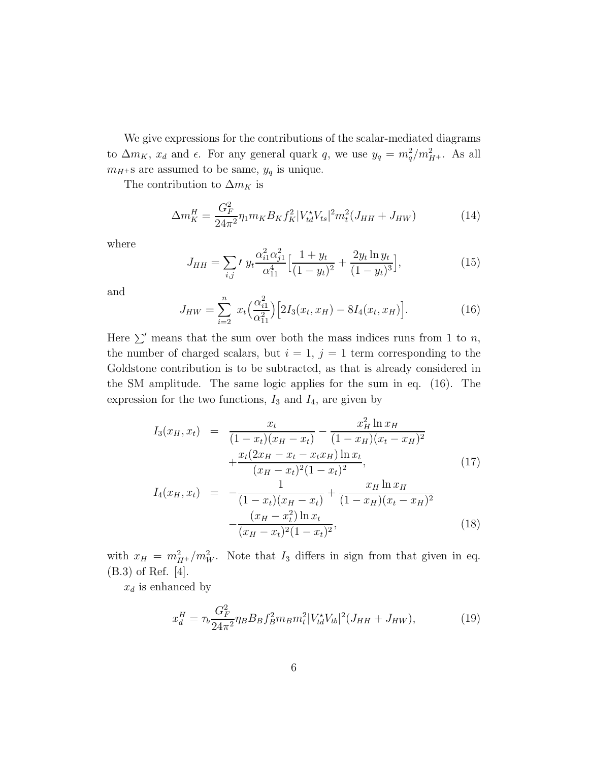We give expressions for the contributions of the scalar-mediated diagrams to $\Delta m_K$, $x_d$ and $\epsilon$. For any general quark $q$, we use $y_q = m_q^2/m_{H^+}^2$. As all $m_{H^+}$s are assumed to be same, $y_q$ is unique.

The contribution to $\Delta m_K$ is

$$\Delta m_K^H = \frac{G_F^2}{24\pi^2}\eta_1 m_K B_K f_K^2 |V_{td}^\star V_{ts}|^2 m_t^2 (J_{HH} + J_{HW}) \tag{14}$$

where

$$J_{HH} = {\sum_{i,j}}' \, y_t \frac{\alpha_{i1}^2 \alpha_{j1}^2}{\alpha_{11}^4}\Big[\frac{1+y_t}{(1-y_t)^2} + \frac{2y_t \ln y_t}{(1-y_t)^3}\Big], \tag{15}$$

and

$$J_{HW} = \sum_{i=2}^{n} \; x_t\Big(\frac{\alpha_{i1}^2}{\alpha_{11}^2}\Big)\Big[2I_3(x_t, x_H) - 8I_4(x_t, x_H)\Big]. \tag{16}$$

Here $\sum'$ means that the sum over both the mass indices runs from 1 to $n$, the number of charged scalars, but $i = 1$, $j = 1$ term corresponding to the Goldstone contribution is to be subtracted, as that is already considered in the SM amplitude. The same logic applies for the sum in eq. (16). The expression for the two functions, $I_3$ and $I_4$, are given by

$$\begin{aligned}
I_3(x_H, x_t) &= \frac{x_t}{(1-x_t)(x_H - x_t)} - \frac{x_H^2 \ln x_H}{(1-x_H)(x_t - x_H)^2} \\
&\quad + \frac{x_t(2x_H - x_t - x_t x_H)\ln x_t}{(x_H - x_t)^2(1-x_t)^2}, \qquad (17)\\
I_4(x_H, x_t) &= -\frac{1}{(1-x_t)(x_H - x_t)} + \frac{x_H \ln x_H}{(1-x_H)(x_t - x_H)^2} \\
&\quad - \frac{(x_H - x_t^2)\ln x_t}{(x_H - x_t)^2(1-x_t)^2}, \qquad (18)
\end{aligned}$$

with $x_H = m_{H^+}^2/m_W^2$. Note that $I_3$ differs in sign from that given in eq. (B.3) of Ref. [4].

$x_d$ is enhanced by

$$x_d^H = \tau_b \frac{G_F^2}{24\pi^2}\eta_B B_B f_B^2 m_B m_t^2 |V_{td}^\star V_{tb}|^2 (J_{HH} + J_{HW}), \tag{19}$$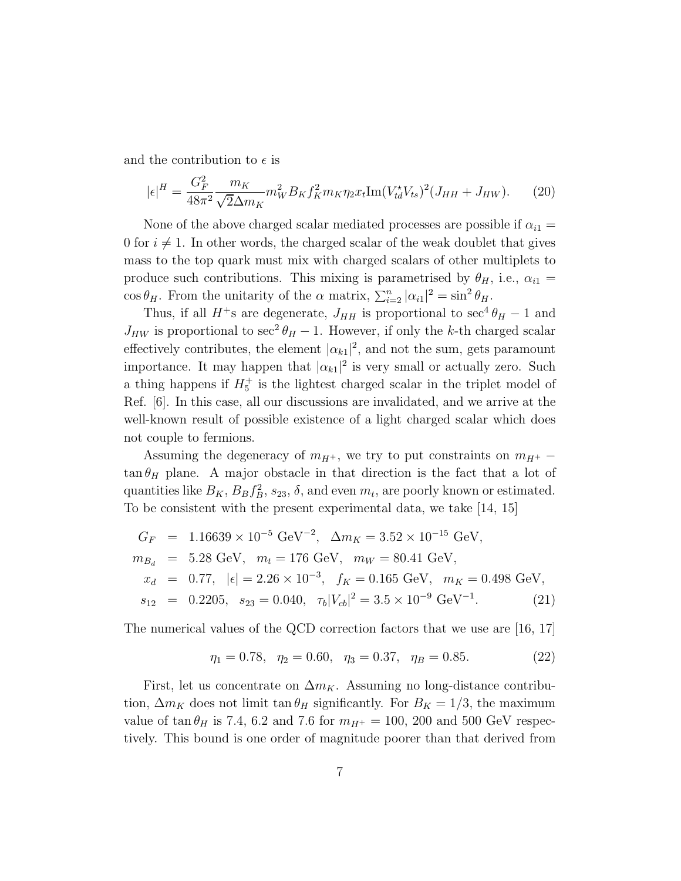and the contribution to $\epsilon$ is

$$|\epsilon|^H = \frac{G_F^2}{48\pi^2}\frac{m_K}{\sqrt{2}\Delta m_K}m_W^2 B_K f_K^2 m_K \eta_2 x_t \mathrm{Im}(V_{td}^\star V_{ts})^2 (J_{HH} + J_{HW}). \tag{20}$$

None of the above charged scalar mediated processes are possible if $\alpha_{i1} = 0$ for $i \neq 1$. In other words, the charged scalar of the weak doublet that gives mass to the top quark must mix with charged scalars of other multiplets to produce such contributions. This mixing is parametrised by $\theta_H$, i.e., $\alpha_{i1} = \cos\theta_H$. From the unitarity of the $\alpha$ matrix, $\sum_{i=2}^{n} |\alpha_{i1}|^2 = \sin^2\theta_H$.

Thus, if all $H^+$s are degenerate, $J_{HH}$ is proportional to $\sec^4\theta_H - 1$ and $J_{HW}$ is proportional to $\sec^2\theta_H - 1$. However, if only the $k$-th charged scalar effectively contributes, the element $|\alpha_{k1}|^2$, and not the sum, gets paramount importance. It may happen that $|\alpha_{k1}|^2$ is very small or actually zero. Such a thing happens if $H_5^+$ is the lightest charged scalar in the triplet model of Ref. [6]. In this case, all our discussions are invalidated, and we arrive at the well-known result of possible existence of a light charged scalar which does not couple to fermions.

Assuming the degeneracy of $m_{H^+}$, we try to put constraints on $m_{H^+} - \tan\theta_H$ plane. A major obstacle in that direction is the fact that a lot of quantities like $B_K$, $B_B f_B^2$, $s_{23}$, $\delta$, and even $m_t$, are poorly known or estimated. To be consistent with the present experimental data, we take [14, 15]

$$\begin{aligned}
G_F &= 1.16639 \times 10^{-5}\ \mathrm{GeV}^{-2}, \quad \Delta m_K = 3.52 \times 10^{-15}\ \mathrm{GeV}, \\
m_{B_d} &= 5.28\ \mathrm{GeV}, \quad m_t = 176\ \mathrm{GeV}, \quad m_W = 80.41\ \mathrm{GeV}, \\
x_d &= 0.77, \quad |\epsilon| = 2.26 \times 10^{-3}, \quad f_K = 0.165\ \mathrm{GeV}, \quad m_K = 0.498\ \mathrm{GeV}, \\
s_{12} &= 0.2205, \quad s_{23} = 0.040, \quad \tau_b |V_{cb}|^2 = 3.5 \times 10^{-9}\ \mathrm{GeV}^{-1}.
\end{aligned} \tag{21}$$

The numerical values of the QCD correction factors that we use are [16, 17]

$$\eta_1 = 0.78, \quad \eta_2 = 0.60, \quad \eta_3 = 0.37, \quad \eta_B = 0.85. \tag{22}$$

First, let us concentrate on $\Delta m_K$. Assuming no long-distance contribution, $\Delta m_K$ does not limit $\tan\theta_H$ significantly. For $B_K = 1/3$, the maximum value of $\tan\theta_H$ is 7.4, 6.2 and 7.6 for $m_{H^+} = 100$, 200 and 500 GeV respectively. This bound is one order of magnitude poorer than that derived from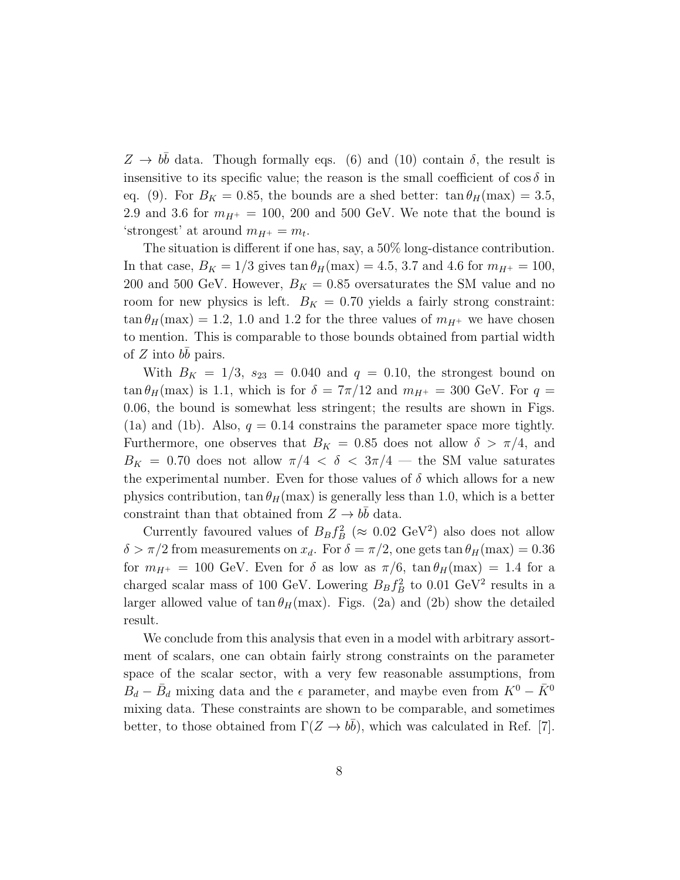$Z \to b\bar{b}$ data. Though formally eqs. (6) and (10) contain $\delta$, the result is insensitive to its specific value; the reason is the small coefficient of $\cos\delta$ in eq. (9). For $B_K = 0.85$, the bounds are a shed better: $\tan\theta_H(\max) = 3.5$, 2.9 and 3.6 for $m_{H^+} = 100$, 200 and 500 GeV. We note that the bound is 'strongest' at around $m_{H^+} = m_t$.

The situation is different if one has, say, a 50% long-distance contribution. In that case, $B_K = 1/3$ gives $\tan\theta_H(\max) = 4.5$, 3.7 and 4.6 for $m_{H^+} = 100$, 200 and 500 GeV. However, $B_K = 0.85$ oversaturates the SM value and no room for new physics is left. $B_K = 0.70$ yields a fairly strong constraint: $\tan\theta_H(\max) = 1.2$, 1.0 and 1.2 for the three values of $m_{H^+}$ we have chosen to mention. This is comparable to those bounds obtained from partial width of $Z$ into $b\bar{b}$ pairs.

With $B_K = 1/3$, $s_{23} = 0.040$ and $q = 0.10$, the strongest bound on $\tan\theta_H(\max)$ is 1.1, which is for $\delta = 7\pi/12$ and $m_{H^+} = 300$ GeV. For $q = 0.06$, the bound is somewhat less stringent; the results are shown in Figs. (1a) and (1b). Also, $q = 0.14$ constrains the parameter space more tightly. Furthermore, one observes that $B_K = 0.85$ does not allow $\delta > \pi/4$, and $B_K = 0.70$ does not allow $\pi/4 < \delta < 3\pi/4$ — the SM value saturates the experimental number. Even for those values of $\delta$ which allows for a new physics contribution, $\tan\theta_H(\max)$ is generally less than 1.0, which is a better constraint than that obtained from $Z \to b\bar{b}$ data.

Currently favoured values of $B_B f_B^2$ ($\approx 0.02$ GeV$^2$) also does not allow $\delta > \pi/2$ from measurements on $x_d$. For $\delta = \pi/2$, one gets $\tan\theta_H(\max) = 0.36$ for $m_{H^+} = 100$ GeV. Even for $\delta$ as low as $\pi/6$, $\tan\theta_H(\max) = 1.4$ for a charged scalar mass of 100 GeV. Lowering $B_B f_B^2$ to 0.01 GeV$^2$ results in a larger allowed value of $\tan\theta_H(\max)$. Figs. (2a) and (2b) show the detailed result.

We conclude from this analysis that even in a model with arbitrary assortment of scalars, one can obtain fairly strong constraints on the parameter space of the scalar sector, with a very few reasonable assumptions, from $B_d - \bar{B}_d$ mixing data and the $\epsilon$ parameter, and maybe even from $K^0 - \bar{K}^0$ mixing data. These constraints are shown to be comparable, and sometimes better, to those obtained from $\Gamma(Z \to b\bar{b})$, which was calculated in Ref. [7].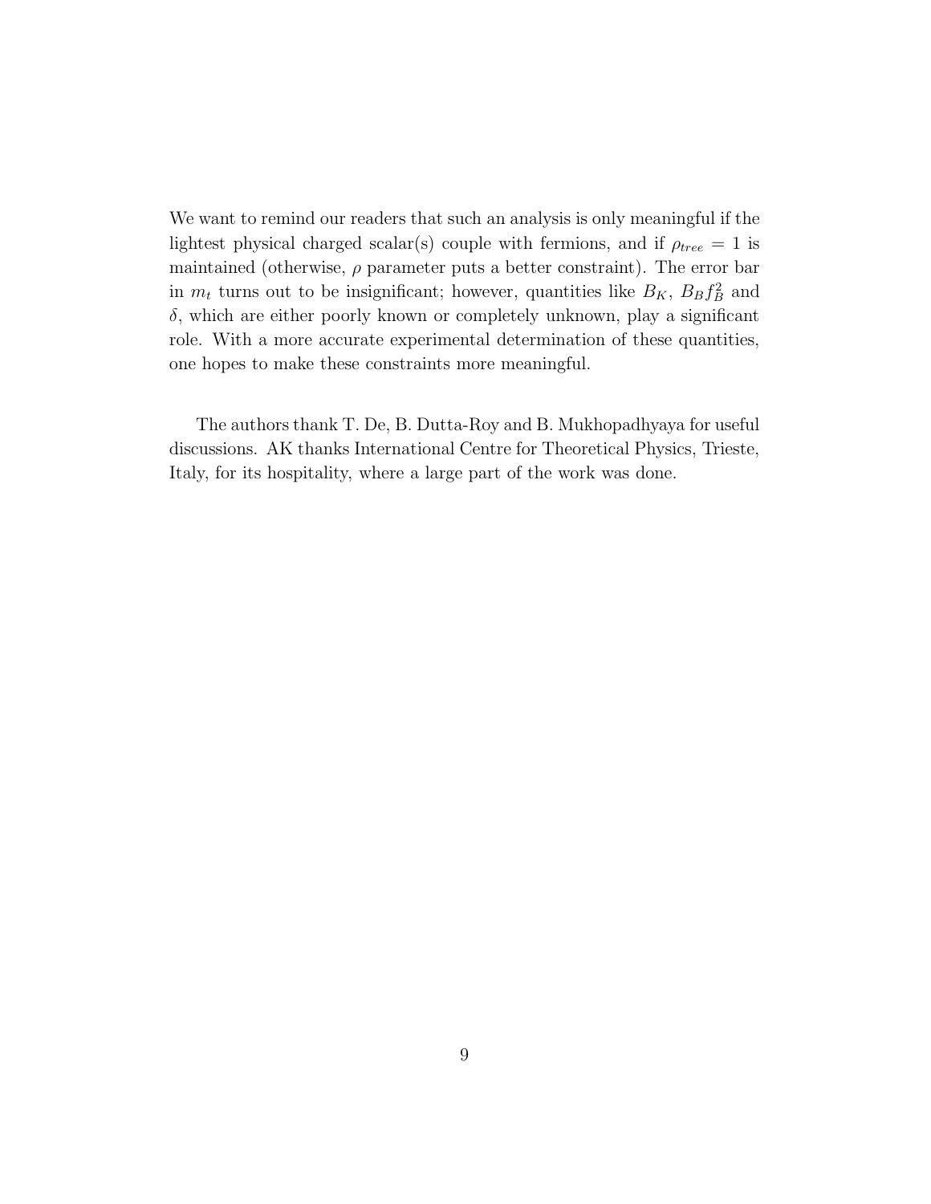We want to remind our readers that such an analysis is only meaningful if the lightest physical charged scalar(s) couple with fermions, and if $\rho_{tree} = 1$ is maintained (otherwise, $\rho$ parameter puts a better constraint). The error bar in $m_t$ turns out to be insignificant; however, quantities like $B_K$, $B_B f_B^2$ and $\delta$, which are either poorly known or completely unknown, play a significant role. With a more accurate experimental determination of these quantities, one hopes to make these constraints more meaningful.

The authors thank T. De, B. Dutta-Roy and B. Mukhopadhyaya for useful discussions. AK thanks International Centre for Theoretical Physics, Trieste, Italy, for its hospitality, where a large part of the work was done.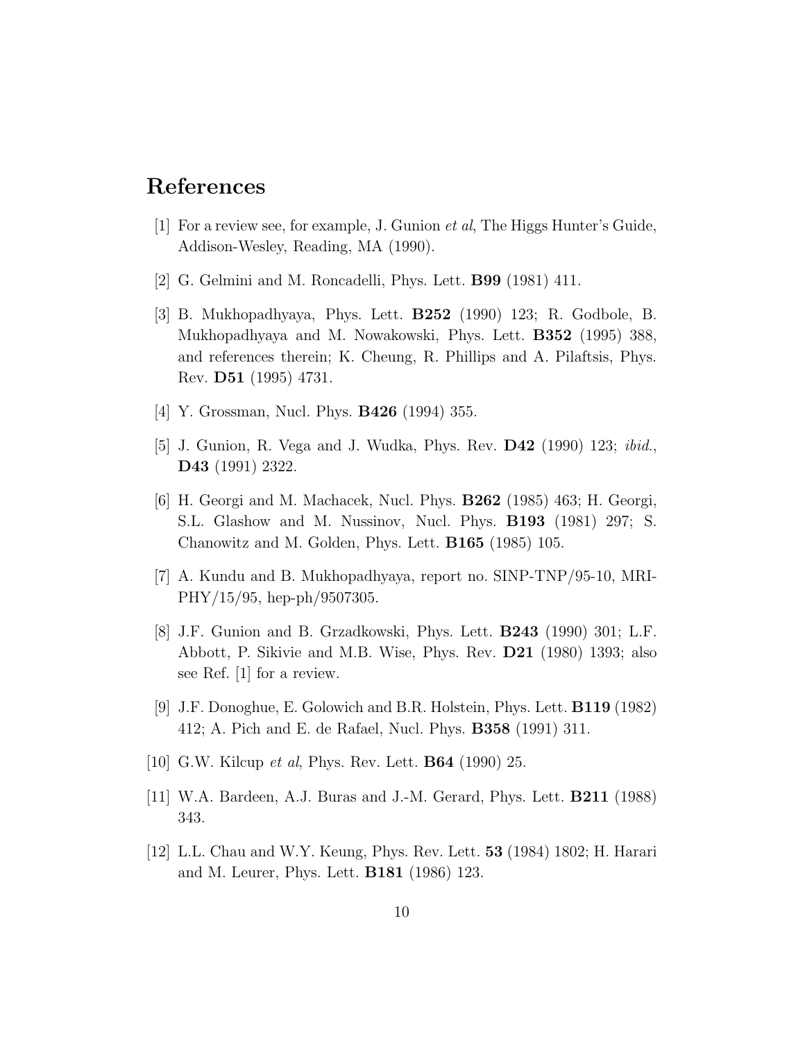# References

[1] For a review see, for example, J. Gunion *et al*, The Higgs Hunter's Guide, Addison-Wesley, Reading, MA (1990).

[2] G. Gelmini and M. Roncadelli, Phys. Lett. **B99** (1981) 411.

[3] B. Mukhopadhyaya, Phys. Lett. **B252** (1990) 123; R. Godbole, B. Mukhopadhyaya and M. Nowakowski, Phys. Lett. **B352** (1995) 388, and references therein; K. Cheung, R. Phillips and A. Pilaftsis, Phys. Rev. **D51** (1995) 4731.

[4] Y. Grossman, Nucl. Phys. **B426** (1994) 355.

[5] J. Gunion, R. Vega and J. Wudka, Phys. Rev. **D42** (1990) 123; *ibid.*, **D43** (1991) 2322.

[6] H. Georgi and M. Machacek, Nucl. Phys. **B262** (1985) 463; H. Georgi, S.L. Glashow and M. Nussinov, Nucl. Phys. **B193** (1981) 297; S. Chanowitz and M. Golden, Phys. Lett. **B165** (1985) 105.

[7] A. Kundu and B. Mukhopadhyaya, report no. SINP-TNP/95-10, MRI-PHY/15/95, hep-ph/9507305.

[8] J.F. Gunion and B. Grzadkowski, Phys. Lett. **B243** (1990) 301; L.F. Abbott, P. Sikivie and M.B. Wise, Phys. Rev. **D21** (1980) 1393; also see Ref. [1] for a review.

[9] J.F. Donoghue, E. Golowich and B.R. Holstein, Phys. Lett. **B119** (1982) 412; A. Pich and E. de Rafael, Nucl. Phys. **B358** (1991) 311.

[10] G.W. Kilcup *et al*, Phys. Rev. Lett. **B64** (1990) 25.

[11] W.A. Bardeen, A.J. Buras and J.-M. Gerard, Phys. Lett. **B211** (1988) 343.

[12] L.L. Chau and W.Y. Keung, Phys. Rev. Lett. **53** (1984) 1802; H. Harari and M. Leurer, Phys. Lett. **B181** (1986) 123.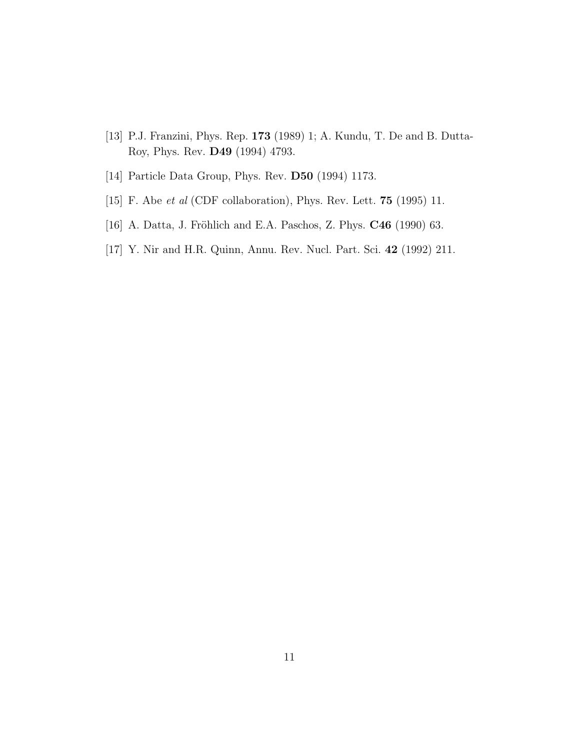[13] P.J. Franzini, Phys. Rep. **173** (1989) 1; A. Kundu, T. De and B. Dutta-Roy, Phys. Rev. **D49** (1994) 4793.

[14] Particle Data Group, Phys. Rev. **D50** (1994) 1173.

[15] F. Abe *et al* (CDF collaboration), Phys. Rev. Lett. **75** (1995) 11.

[16] A. Datta, J. Fröhlich and E.A. Paschos, Z. Phys. **C46** (1990) 63.

[17] Y. Nir and H.R. Quinn, Annu. Rev. Nucl. Part. Sci. **42** (1992) 211.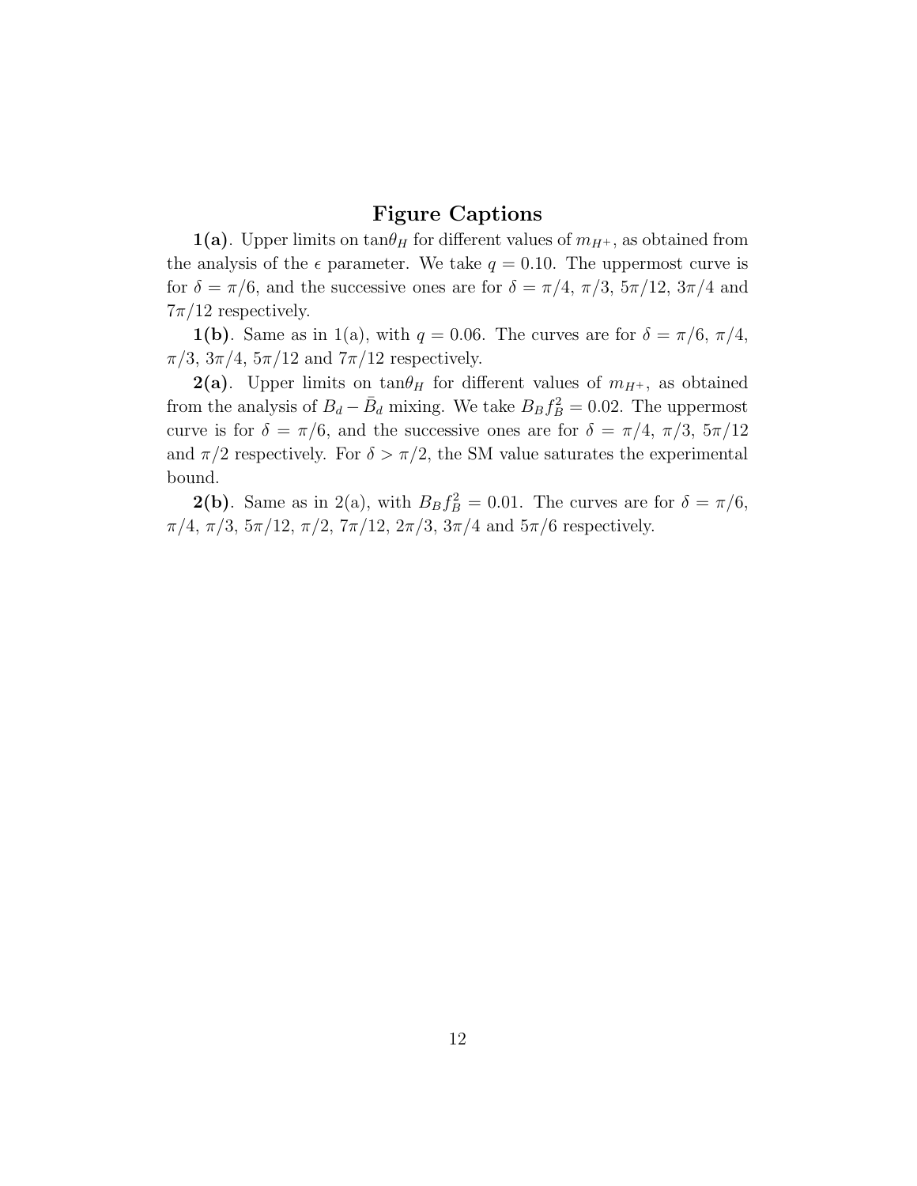## Figure Captions

**1(a)**. Upper limits on $\tan\theta_H$ for different values of $m_{H^+}$, as obtained from the analysis of the $\epsilon$ parameter. We take $q = 0.10$. The uppermost curve is for $\delta = \pi/6$, and the successive ones are for $\delta = \pi/4$, $\pi/3$, $5\pi/12$, $3\pi/4$ and $7\pi/12$ respectively.

**1(b)**. Same as in 1(a), with $q = 0.06$. The curves are for $\delta = \pi/6$, $\pi/4$, $\pi/3$, $3\pi/4$, $5\pi/12$ and $7\pi/12$ respectively.

**2(a)**. Upper limits on $\tan\theta_H$ for different values of $m_{H^+}$, as obtained from the analysis of $B_d - \bar{B}_d$ mixing. We take $B_B f_B^2 = 0.02$. The uppermost curve is for $\delta = \pi/6$, and the successive ones are for $\delta = \pi/4$, $\pi/3$, $5\pi/12$ and $\pi/2$ respectively. For $\delta > \pi/2$, the SM value saturates the experimental bound.

**2(b)**. Same as in 2(a), with $B_B f_B^2 = 0.01$. The curves are for $\delta = \pi/6$, $\pi/4$, $\pi/3$, $5\pi/12$, $\pi/2$, $7\pi/12$, $2\pi/3$, $3\pi/4$ and $5\pi/6$ respectively.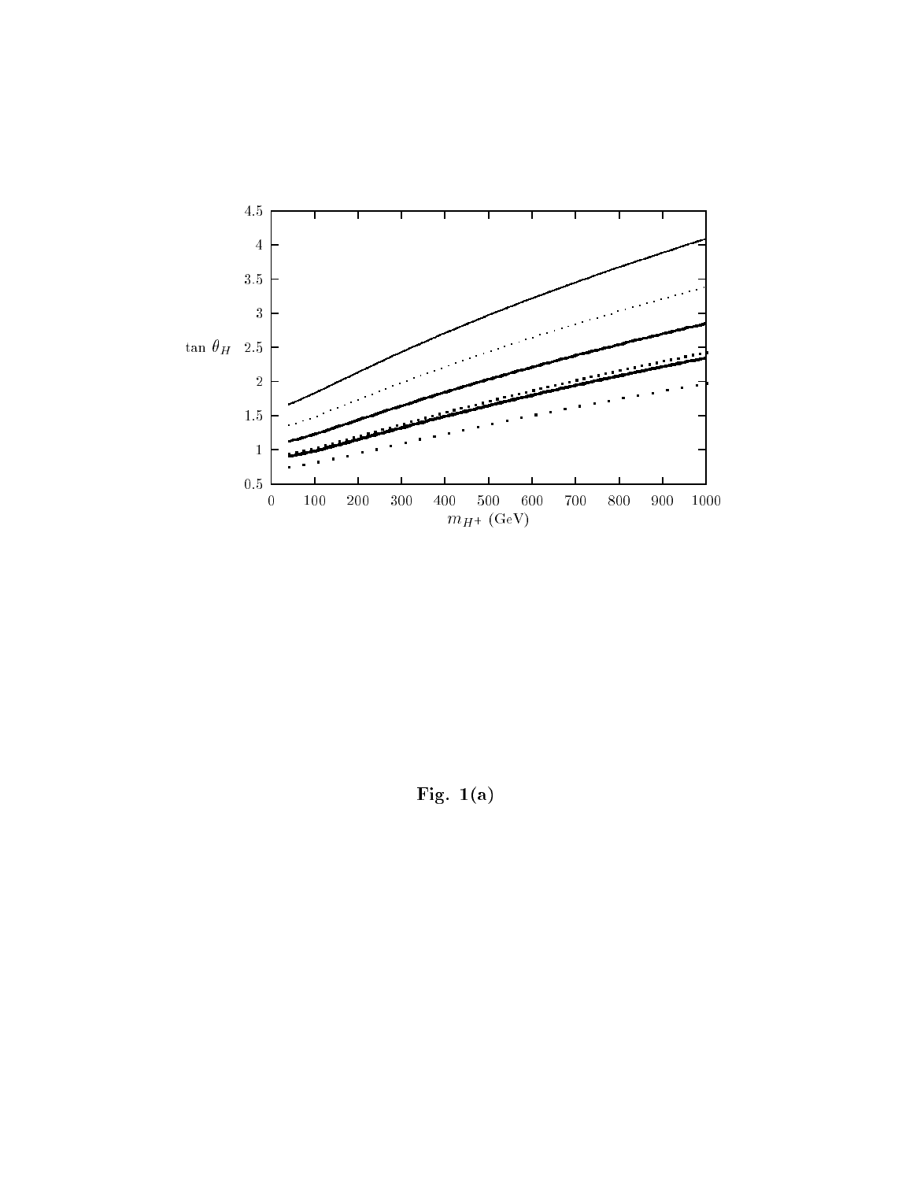Fig. 1(a)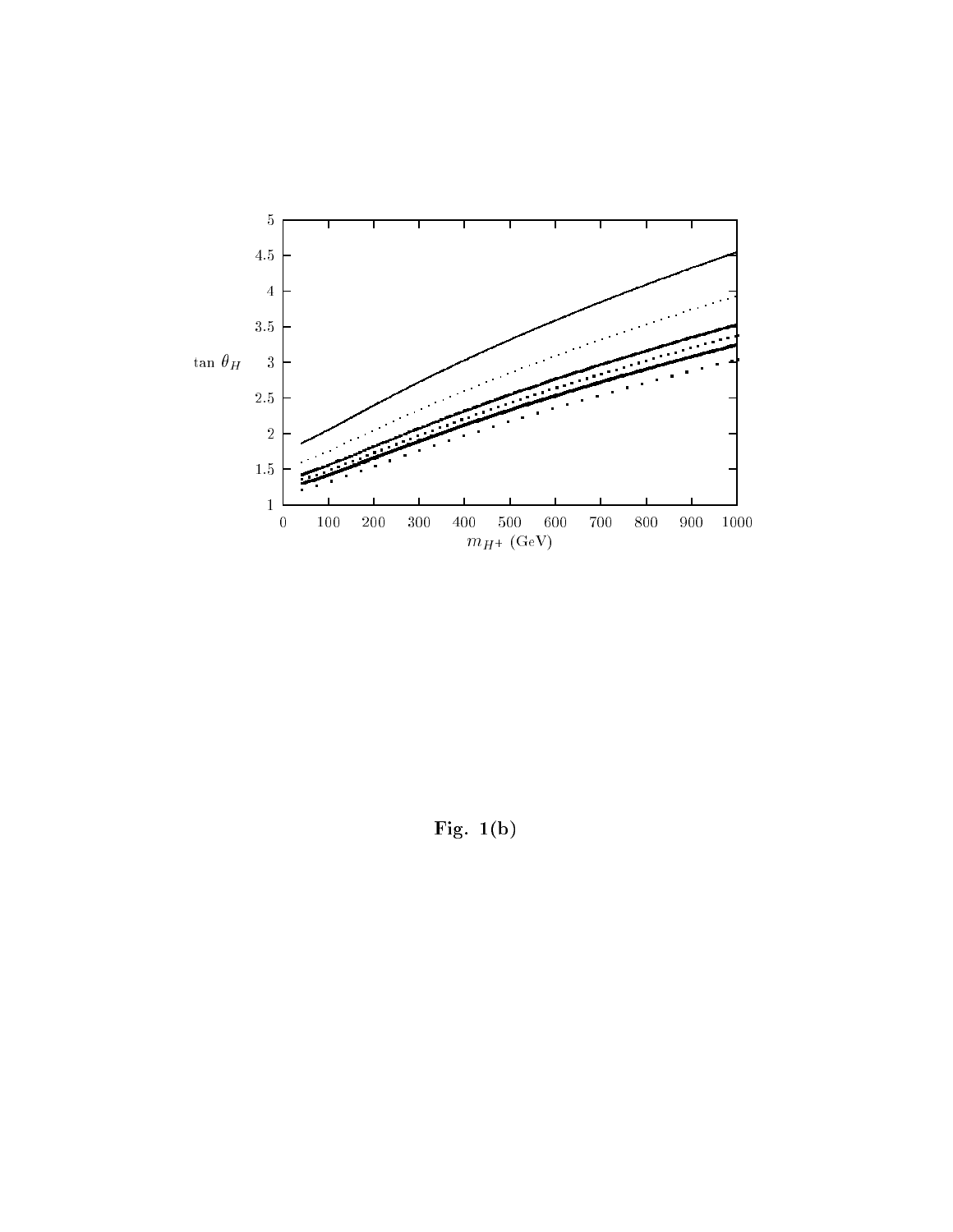Fig. 1(b)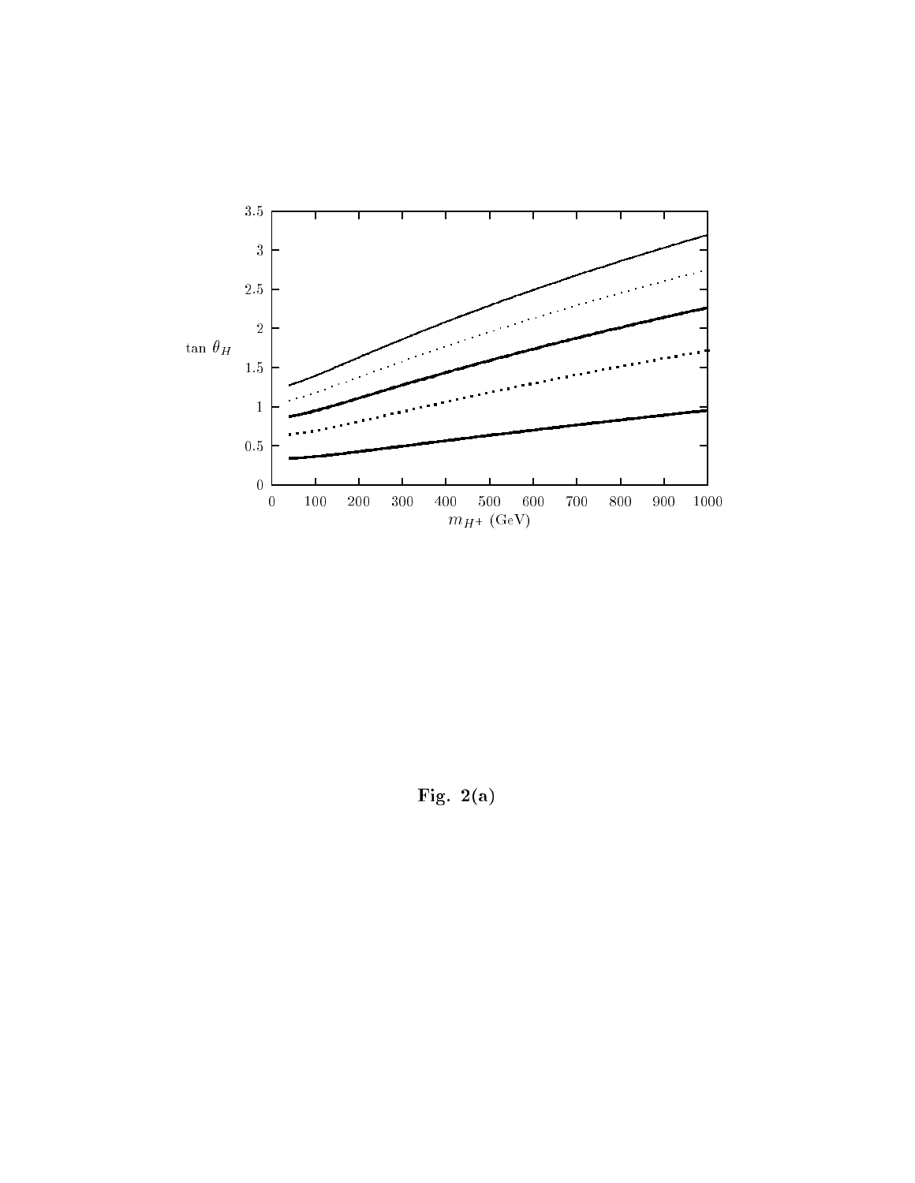**Fig. 2(a)**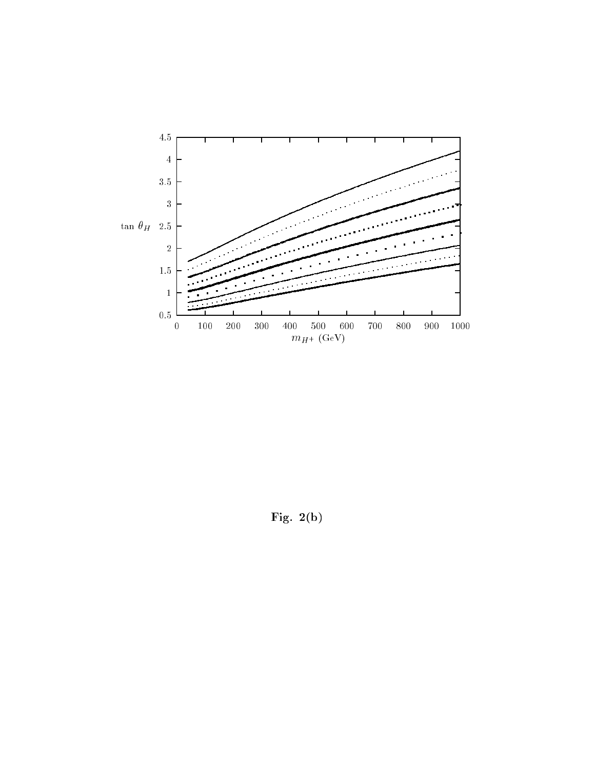4.5
4
3.5
3
2.5
2
1.5
1
0.5

tan $\theta_H$

0 100 200 300 400 500 600 700 800 900 1000

$m_{H^+}$ (GeV)

**Fig. 2(b)**